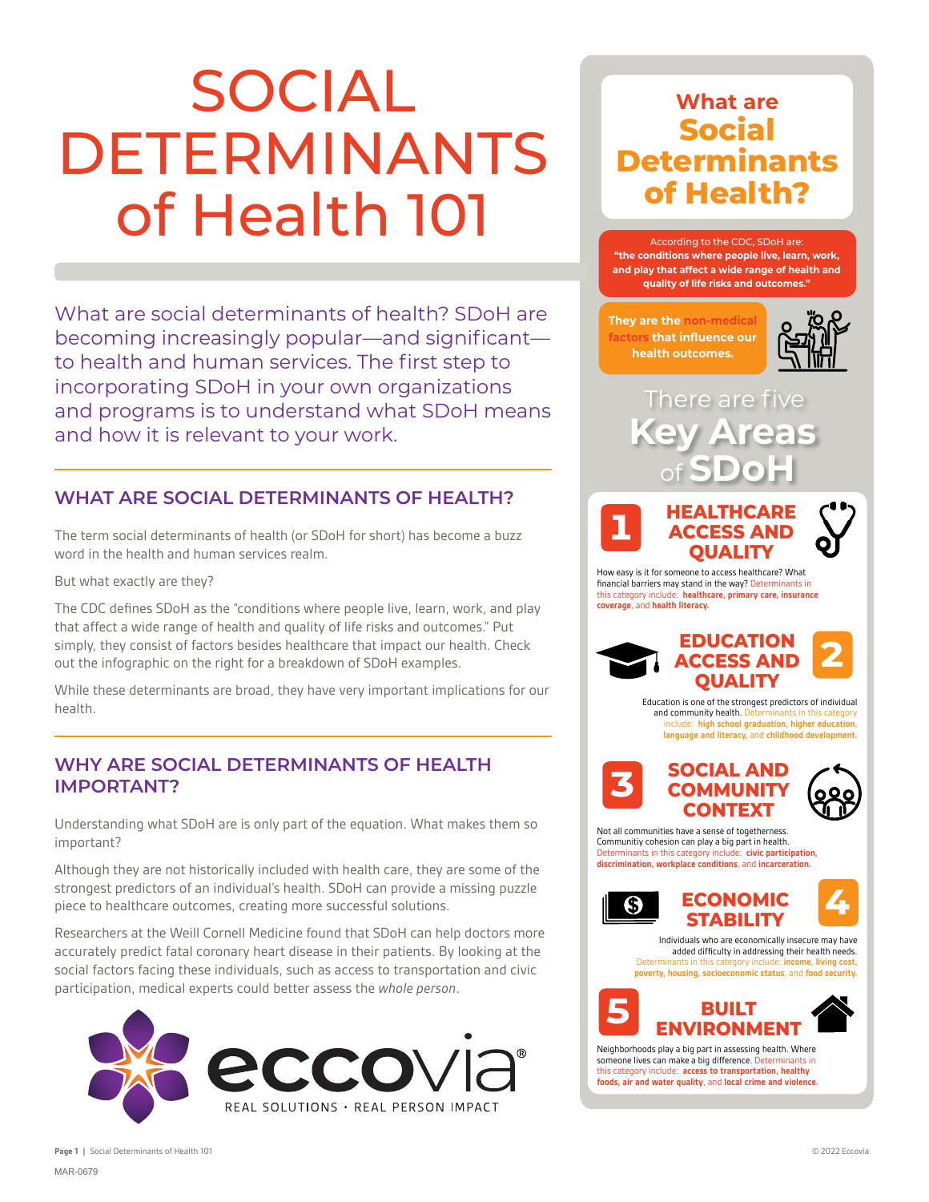# SOCIAL DETERMINANTS of Health 101

What are social determinants of health? SDoH are becoming increasingly popular—and significant—to health and human services. The first step to incorporating SDoH in your own organizations and programs is to understand what SDoH means and how it is relevant to your work.

## WHAT ARE SOCIAL DETERMINANTS OF HEALTH?

The term social determinants of health (or SDoH for short) has become a buzz word in the health and human services realm.

But what exactly are they?

The CDC defines SDoH as the "conditions where people live, learn, work, and play that affect a wide range of health and quality of life risks and outcomes." Put simply, they consist of factors besides healthcare that impact our health. Check out the infographic on the right for a breakdown of SDoH examples.

While these determinants are broad, they have very important implications for our health.

## WHY ARE SOCIAL DETERMINANTS OF HEALTH IMPORTANT?

Understanding what SDoH are is only part of the equation. What makes them so important?

Although they are not historically included with health care, they are some of the strongest predictors of an individual's health. SDoH can provide a missing puzzle piece to healthcare outcomes, creating more successful solutions.

Researchers at the Weill Cornell Medicine found that SDoH can help doctors more accurately predict fatal coronary heart disease in their patients. By looking at the social factors facing these individuals, such as access to transportation and civic participation, medical experts could better assess the *whole person*.

eccovia® REAL SOLUTIONS • REAL PERSON IMPACT

## What are Social Determinants of Health?

According to the CDC, SDoH are: **"the conditions where people live, learn, work, and play that affect a wide range of health and quality of life risks and outcomes."**

**They are the non-medical factors that influence our health outcomes.**

## There are five Key Areas of SDoH

### 1 HEALTHCARE ACCESS AND QUALITY

How easy is it for someone to access healthcare? What financial barriers may stand in the way? Determinants in this category include: **healthcare, primary care, insurance coverage**, and **health literacy.**

### 2 EDUCATION ACCESS AND QUALITY

Education is one of the strongest predictors of individual and community health. Determinants in this category include: **high school graduation, higher education, language and literacy,** and **childhood development.**

### 3 SOCIAL AND COMMUNITY CONTEXT

Not all communities have a sense of togetherness. Community cohesion can play a big part in health. Determinants in this category include: **civic participation, discrimination, workplace conditions,** and **incarceration.**

### 4 ECONOMIC STABILITY

Individuals who are economically insecure may have added difficulty in addressing their health needs. Determinants in this category include: **income, living cost, poverty, housing, socioeconomic status,** and **food security.**

### 5 BUILT ENVIRONMENT

Neighborhoods play a big part in assessing health. Where someone lives can make a big difference. Determinants in this category include: **access to transportation, healthy foods, air and water quality,** and **local crime and violence.**

© 2022 Eccovia

MAR-0679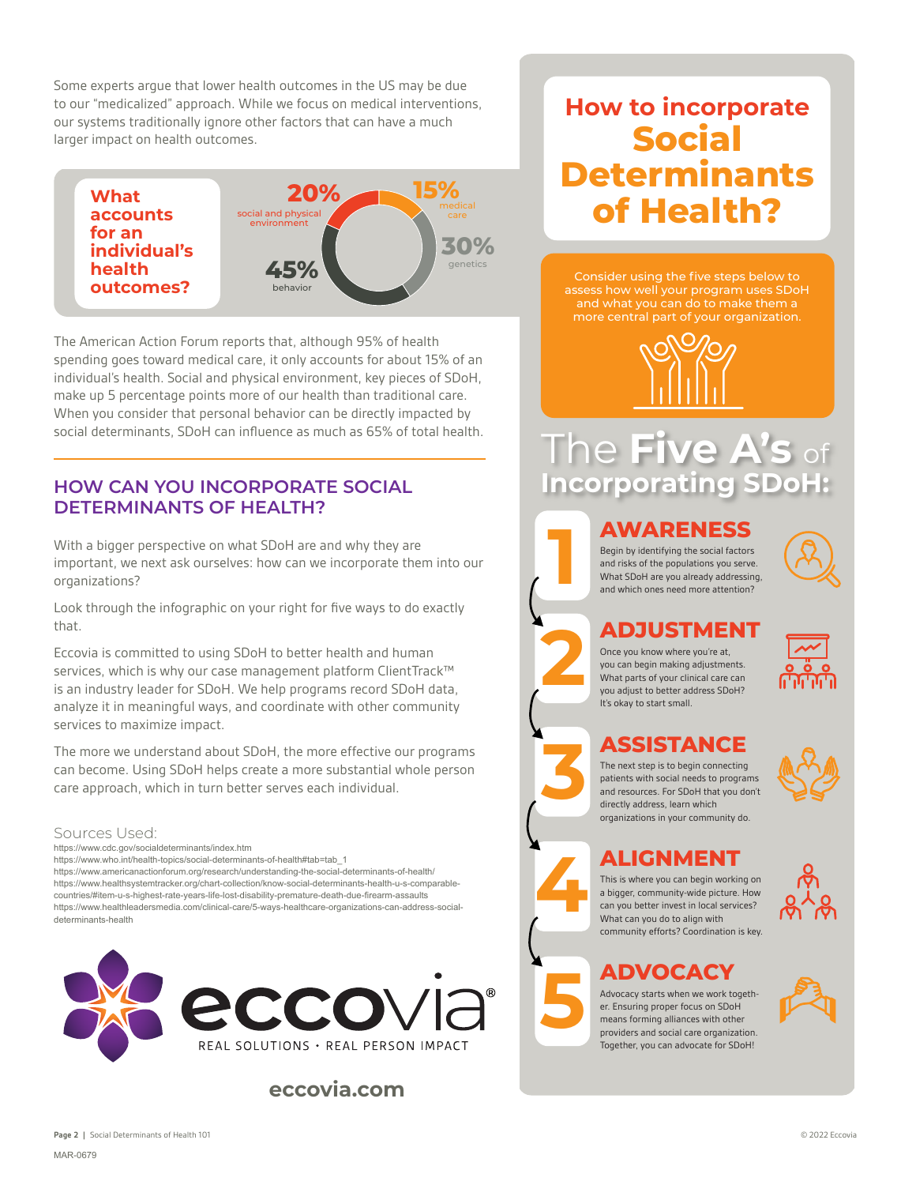Some experts argue that lower health outcomes in the US may be due to our "medicalized" approach. While we focus on medical interventions, our systems traditionally ignore other factors that can have a much larger impact on health outcomes.

**What accounts for an individual's health outcomes?**

20%
social and physical environment

15%
medical care

30%
genetics

45%
behavior

The American Action Forum reports that, although 95% of health spending goes toward medical care, it only accounts for about 15% of an individual's health. Social and physical environment, key pieces of SDoH, make up 5 percentage points more of our health than traditional care. When you consider that personal behavior can be directly impacted by social determinants, SDoH can influence as much as 65% of total health.

## HOW CAN YOU INCORPORATE SOCIAL DETERMINANTS OF HEALTH?

With a bigger perspective on what SDoH are and why they are important, we next ask ourselves: how can we incorporate them into our organizations?

Look through the infographic on your right for five ways to do exactly that.

Eccovia is committed to using SDoH to better health and human services, which is why our case management platform ClientTrack™ is an industry leader for SDoH. We help programs record SDoH data, analyze it in meaningful ways, and coordinate with other community services to maximize impact.

The more we understand about SDoH, the more effective our programs can become. Using SDoH helps create a more substantial whole person care approach, which in turn better serves each individual.

Sources Used:

https://www.cdc.gov/socialdeterminants/index.htm
https://www.who.int/health-topics/social-determinants-of-health#tab=tab_1
https://www.americanactionforum.org/research/understanding-the-social-determinants-of-health/
https://www.healthsystemtracker.org/chart-collection/know-social-determinants-health-u-s-comparable-countries/#item-u-s-highest-rate-years-life-lost-disability-premature-death-due-firearm-assaults
https://www.healthleadersmedia.com/clinical-care/5-ways-healthcare-organizations-can-address-social-determinants-health

eccovia®
REAL SOLUTIONS • REAL PERSON IMPACT

eccovia.com

## How to incorporate Social Determinants of Health?

Consider using the five steps below to assess how well your program uses SDoH and what you can do to make them a more central part of your organization.

## The Five A's of Incorporating SDoH:

### 1 AWARENESS

Begin by identifying the social factors and risks of the populations you serve. What SDoH are you already addressing, and which ones need more attention?

### 2 ADJUSTMENT

Once you know where you're at, you can begin making adjustments. What parts of your clinical care can you adjust to better address SDoH? It's okay to start small.

### 3 ASSISTANCE

The next step is to begin connecting patients with social needs to programs and resources. For SDoH that you don't directly address, learn which organizations in your community do.

### 4 ALIGNMENT

This is where you can begin working on a bigger, community-wide picture. How can you better invest in local services? What can you do to align with community efforts? Coordination is key.

### 5 ADVOCACY

Advocacy starts when we work together. Ensuring proper focus on SDoH means forming alliances with other providers and social care organization. Together, you can advocate for SDoH!

© 2022 Eccovia

MAR-0679